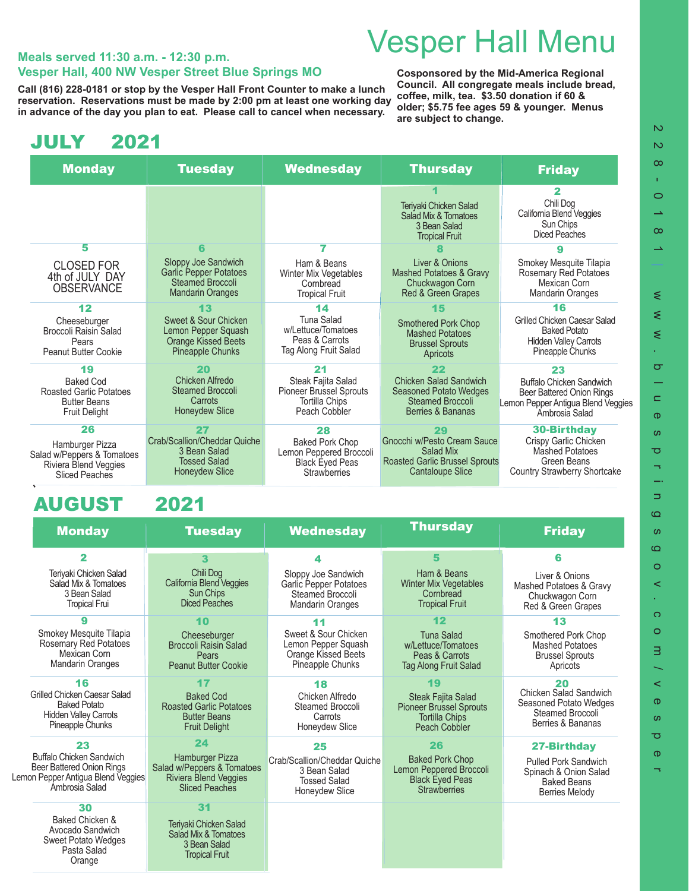# Vesper Hall Menu

**Meals served 11:30 a.m. - 12:30 p.m.**
**Vesper Hall, 400 NW Vesper Street Blue Springs MO**

**Call (816) 228-0181 or stop by the Vesper Hall Front Counter to make a lunch reservation. Reservations must be made by 2:00 pm at least one working day in advance of the day you plan to eat. Please call to cancel when necessary.**

**Cosponsored by the Mid-America Regional Council. All congregate meals include bread, coffee, milk, tea. $3.50 donation if 60 & older; $5.75 fee ages 59 & younger. Menus are subject to change.**

## JULY 2021

| Monday | Tuesday | Wednesday | Thursday | Friday |
|---|---|---|---|---|
| | | | **1**<br>Teriyaki Chicken Salad<br>Salad Mix & Tomatoes<br>3 Bean Salad<br>Tropical Fruit | **2**<br>Chili Dog<br>California Blend Veggies<br>Sun Chips<br>Diced Peaches |
| **5**<br>CLOSED FOR 4th of JULY DAY OBSERVANCE | **6**<br>Sloppy Joe Sandwich<br>Garlic Pepper Potatoes<br>Steamed Broccoli<br>Mandarin Oranges | **7**<br>Ham & Beans<br>Winter Mix Vegetables<br>Cornbread<br>Tropical Fruit | **8**<br>Liver & Onions<br>Mashed Potatoes & Gravy<br>Chuckwagon Corn<br>Red & Green Grapes | **9**<br>Smokey Mesquite Tilapia<br>Rosemary Red Potatoes<br>Mexican Corn<br>Mandarin Oranges |
| **12**<br>Cheeseburger<br>Broccoli Raisin Salad<br>Pears<br>Peanut Butter Cookie | **13**<br>Sweet & Sour Chicken<br>Lemon Pepper Squash<br>Orange Kissed Beets<br>Pineapple Chunks | **14**<br>Tuna Salad<br>w/Lettuce/Tomatoes<br>Peas & Carrots<br>Tag Along Fruit Salad | **15**<br>Smothered Pork Chop<br>Mashed Potatoes<br>Brussel Sprouts<br>Apricots | **16**<br>Grilled Chicken Caesar Salad<br>Baked Potato<br>Hidden Valley Carrots<br>Pineapple Chunks |
| **19**<br>Baked Cod<br>Roasted Garlic Potatoes<br>Butter Beans<br>Fruit Delight | **20**<br>Chicken Alfredo<br>Steamed Broccoli<br>Carrots<br>Honeydew Slice | **21**<br>Steak Fajita Salad<br>Pioneer Brussel Sprouts<br>Tortilla Chips<br>Peach Cobbler | **22**<br>Chicken Salad Sandwich<br>Seasoned Potato Wedges<br>Steamed Broccoli<br>Berries & Bananas | **23**<br>Buffalo Chicken Sandwich<br>Beer Battered Onion Rings<br>Lemon Pepper Antigua Blend Veggies<br>Ambrosia Salad |
| **26**<br>Hamburger Pizza<br>Salad w/Peppers & Tomatoes<br>Riviera Blend Veggies<br>Sliced Peaches | **27**<br>Crab/Scallion/Cheddar Quiche<br>3 Bean Salad<br>Tossed Salad<br>Honeydew Slice | **28**<br>Baked Pork Chop<br>Lemon Peppered Broccoli<br>Black Eyed Peas<br>Strawberries | **29**<br>Gnocchi w/Pesto Cream Sauce<br>Salad Mix<br>Roasted Garlic Brussel Sprouts<br>Cantaloupe Slice | **30-Birthday**<br>Crispy Garlic Chicken<br>Mashed Potatoes<br>Green Beans<br>Country Strawberry Shortcake |

## AUGUST 2021

| Monday | Tuesday | Wednesday | Thursday | Friday |
|---|---|---|---|---|
| **2**<br>Teriyaki Chicken Salad<br>Salad Mix & Tomatoes<br>3 Bean Salad<br>Tropical Frui | **3**<br>Chili Dog<br>California Blend Veggies<br>Sun Chips<br>Diced Peaches | **4**<br>Sloppy Joe Sandwich<br>Garlic Pepper Potatoes<br>Steamed Broccoli<br>Mandarin Oranges | **5**<br>Ham & Beans<br>Winter Mix Vegetables<br>Cornbread<br>Tropical Fruit | **6**<br>Liver & Onions<br>Mashed Potatoes & Gravy<br>Chuckwagon Corn<br>Red & Green Grapes |
| **9**<br>Smokey Mesquite Tilapia<br>Rosemary Red Potatoes<br>Mexican Corn<br>Mandarin Oranges | **10**<br>Cheeseburger<br>Broccoli Raisin Salad<br>Pears<br>Peanut Butter Cookie | **11**<br>Sweet & Sour Chicken<br>Lemon Pepper Squash<br>Orange Kissed Beets<br>Pineapple Chunks | **12**<br>Tuna Salad<br>w/Lettuce/Tomatoes<br>Peas & Carrots<br>Tag Along Fruit Salad | **13**<br>Smothered Pork Chop<br>Mashed Potatoes<br>Brussel Sprouts<br>Apricots |
| **16**<br>Grilled Chicken Caesar Salad<br>Baked Potato<br>Hidden Valley Carrots<br>Pineapple Chunks | **17**<br>Baked Cod<br>Roasted Garlic Potatoes<br>Butter Beans<br>Fruit Delight | **18**<br>Chicken Alfredo<br>Steamed Broccoli<br>Carrots<br>Honeydew Slice | **19**<br>Steak Fajita Salad<br>Pioneer Brussel Sprouts<br>Tortilla Chips<br>Peach Cobbler | **20**<br>Chicken Salad Sandwich<br>Seasoned Potato Wedges<br>Steamed Broccoli<br>Berries & Bananas |
| **23**<br>Buffalo Chicken Sandwich<br>Beer Battered Onion Rings<br>Lemon Pepper Antigua Blend Veggies<br>Ambrosia Salad | **24**<br>Hamburger Pizza<br>Salad w/Peppers & Tomatoes<br>Riviera Blend Veggies<br>Sliced Peaches | **25**<br>Crab/Scallion/Cheddar Quiche<br>3 Bean Salad<br>Tossed Salad<br>Honeydew Slice | **26**<br>Baked Pork Chop<br>Lemon Peppered Broccoli<br>Black Eyed Peas<br>Strawberries | **27-Birthday**<br>Pulled Pork Sandwich<br>Spinach & Onion Salad<br>Baked Beans<br>Berries Melody |
| **30**<br>Baked Chicken & Avocado Sandwich<br>Sweet Potato Wedges<br>Pasta Salad<br>Orange | **31**<br>Teriyaki Chicken Salad<br>Salad Mix & Tomatoes<br>3 Bean Salad<br>Tropical Fruit | | | |

228-0181 www.bluespringsgov.com/vesper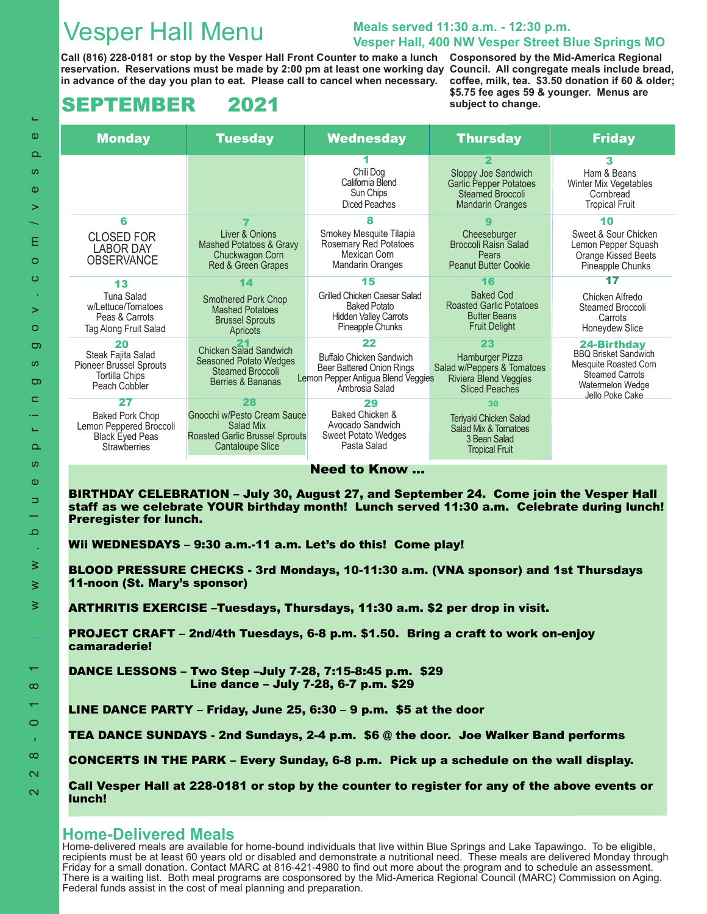# Vesper Hall Menu

**Meals served 11:30 a.m. - 12:30 p.m.**
**Vesper Hall, 400 NW Vesper Street Blue Springs MO**

**Call (816) 228-0181 or stop by the Vesper Hall Front Counter to make a lunch reservation. Reservations must be made by 2:00 pm at least one working day in advance of the day you plan to eat. Please call to cancel when necessary.**

**Cosponsored by the Mid-America Regional Council. All congregate meals include bread, coffee, milk, tea. $3.50 donation if 60 & older; $5.75 fee ages 59 & younger. Menus are subject to change.**

## SEPTEMBER 2021

| Monday | Tuesday | Wednesday | Thursday | Friday |
|---|---|---|---|---|
| | | **1**<br>Chili Dog<br>California Blend<br>Sun Chips<br>Diced Peaches | **2**<br>Sloppy Joe Sandwich<br>Garlic Pepper Potatoes<br>Steamed Broccoli<br>Mandarin Oranges | **3**<br>Ham & Beans<br>Winter Mix Vegetables<br>Cornbread<br>Tropical Fruit |
| **6**<br>CLOSED FOR LABOR DAY OBSERVANCE | **7**<br>Liver & Onions<br>Mashed Potatoes & Gravy<br>Chuckwagon Corn<br>Red & Green Grapes | **8**<br>Smokey Mesquite Tilapia<br>Rosemary Red Potatoes<br>Mexican Corn<br>Mandarin Oranges | **9**<br>Cheeseburger<br>Broccoli Raisn Salad<br>Pears<br>Peanut Butter Cookie | **10**<br>Sweet & Sour Chicken<br>Lemon Pepper Squash<br>Orange Kissed Beets<br>Pineapple Chunks |
| **13**<br>Tuna Salad w/Lettuce/Tomatoes<br>Peas & Carrots<br>Tag Along Fruit Salad | **14**<br>Smothered Pork Chop<br>Mashed Potatoes<br>Brussel Sprouts<br>Apricots | **15**<br>Grilled Chicken Caesar Salad<br>Baked Potato<br>Hidden Valley Carrots<br>Pineapple Chunks | **16**<br>Baked Cod<br>Roasted Garlic Potatoes<br>Butter Beans<br>Fruit Delight | **17**<br>Chicken Alfredo<br>Steamed Broccoli<br>Carrots<br>Honeydew Slice |
| **20**<br>Steak Fajita Salad<br>Pioneer Brussel Sprouts<br>Tortilla Chips<br>Peach Cobbler | **21**<br>Chicken Salad Sandwich<br>Seasoned Potato Wedges<br>Steamed Broccoli<br>Berries & Bananas | **22**<br>Buffalo Chicken Sandwich<br>Beer Battered Onion Rings<br>Lemon Pepper Antigua Blend Veggies<br>Ambrosia Salad | **23**<br>Hamburger Pizza<br>Salad w/Peppers & Tomatoes<br>Riviera Blend Veggies<br>Sliced Peaches | **24-Birthday**<br>BBQ Brisket Sandwich<br>Mesquite Roasted Corn<br>Steamed Carrots<br>Watermelon Wedge<br>Jello Poke Cake |
| **27**<br>Baked Pork Chop<br>Lemon Peppered Broccoli<br>Black Eyed Peas<br>Strawberries | **28**<br>Gnocchi w/Pesto Cream Sauce<br>Salad Mix<br>Roasted Garlic Brussel Sprouts<br>Cantaloupe Slice | **29**<br>Baked Chicken & Avocado Sandwich<br>Sweet Potato Wedges<br>Pasta Salad | **30**<br>Teriyaki Chicken Salad<br>Salad Mix & Tomatoes<br>3 Bean Salad<br>Tropical Fruit | |

## Need to Know ...

**BIRTHDAY CELEBRATION – July 30, August 27, and September 24. Come join the Vesper Hall staff as we celebrate YOUR birthday month! Lunch served 11:30 a.m. Celebrate during lunch! Preregister for lunch.**

**Wii WEDNESDAYS – 9:30 a.m.-11 a.m. Let's do this! Come play!**

**BLOOD PRESSURE CHECKS - 3rd Mondays, 10-11:30 a.m. (VNA sponsor) and 1st Thursdays 11-noon (St. Mary's sponsor)**

**ARTHRITIS EXERCISE –Tuesdays, Thursdays, 11:30 a.m. $2 per drop in visit.**

**PROJECT CRAFT – 2nd/4th Tuesdays, 6-8 p.m. $1.50. Bring a craft to work on-enjoy camaraderie!**

**DANCE LESSONS – Two Step –July 7-28, 7:15-8:45 p.m. $29**
**Line dance – July 7-28, 6-7 p.m. $29**

**LINE DANCE PARTY – Friday, June 25, 6:30 – 9 p.m. $5 at the door**

**TEA DANCE SUNDAYS - 2nd Sundays, 2-4 p.m. $6 @ the door. Joe Walker Band performs**

**CONCERTS IN THE PARK – Every Sunday, 6-8 p.m. Pick up a schedule on the wall display.**

**Call Vesper Hall at 228-0181 or stop by the counter to register for any of the above events or lunch!**

## Home-Delivered Meals

Home-delivered meals are available for home-bound individuals that live within Blue Springs and Lake Tapawingo. To be eligible, recipients must be at least 60 years old or disabled and demonstrate a nutritional need. These meals are delivered Monday through Friday for a small donation. Contact MARC at 816-421-4980 to find out more about the program and to schedule an assessment. There is a waiting list. Both meal programs are cosponsored by the Mid-America Regional Council (MARC) Commission on Aging. Federal funds assist in the cost of meal planning and preparation.

228-0181 | www.bluespringsgov.com/vesper